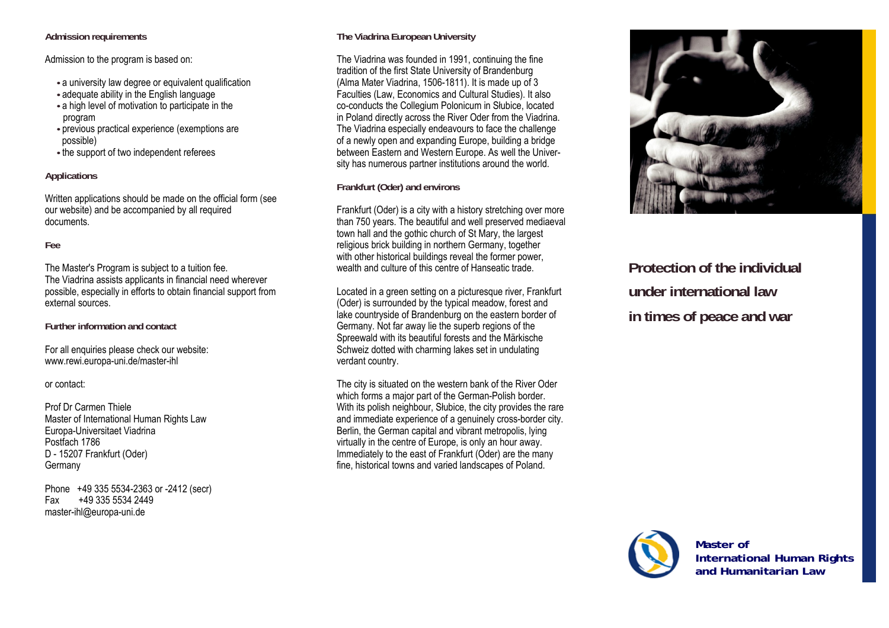### Admission requirements

Admission to the program is based on:

- a university law degree or equivalent qualification
- adequate ability in the English language
- a high level of motivation to participate in the program
- previous practical experience (exemptions are possible)
- the support of two independent referees

### Applications

Written applications should be made on the official form (see our website) and be accompanied by all required documents.

### Fee

The Master's Program is subject to a tuition fee.
The Viadrina assists applicants in financial need wherever possible, especially in efforts to obtain financial support from external sources.

### Further information and contact

For all enquiries please check our website:
www.rewi.europa-uni.de/master-ihl

or contact:

Prof Dr Carmen Thiele
Master of International Human Rights Law
Europa-Universitaet Viadrina
Postfach 1786
D - 15207 Frankfurt (Oder)
Germany

Phone +49 335 5534-2363 or -2412 (secr)
Fax +49 335 5534 2449
master-ihl@europa-uni.de

### The Viadrina European University

The Viadrina was founded in 1991, continuing the fine tradition of the first State University of Brandenburg (Alma Mater Viadrina, 1506-1811). It is made up of 3 Faculties (Law, Economics and Cultural Studies). It also co-conducts the Collegium Polonicum in Słubice, located in Poland directly across the River Oder from the Viadrina. The Viadrina especially endeavours to face the challenge of a newly open and expanding Europe, building a bridge between Eastern and Western Europe. As well the University has numerous partner institutions around the world.

### Frankfurt (Oder) and environs

Frankfurt (Oder) is a city with a history stretching over more than 750 years. The beautiful and well preserved mediaeval town hall and the gothic church of St Mary, the largest religious brick building in northern Germany, together with other historical buildings reveal the former power, wealth and culture of this centre of Hanseatic trade.

Located in a green setting on a picturesque river, Frankfurt (Oder) is surrounded by the typical meadow, forest and lake countryside of Brandenburg on the eastern border of Germany. Not far away lie the superb regions of the Spreewald with its beautiful forests and the Märkische Schweiz dotted with charming lakes set in undulating verdant country.

The city is situated on the western bank of the River Oder which forms a major part of the German-Polish border. With its polish neighbour, Słubice, the city provides the rare and immediate experience of a genuinely cross-border city. Berlin, the German capital and vibrant metropolis, lying virtually in the centre of Europe, is only an hour away. Immediately to the east of Frankfurt (Oder) are the many fine, historical towns and varied landscapes of Poland.

## Protection of the individual under international law in times of peace and war

**Master of International Human Rights and Humanitarian Law**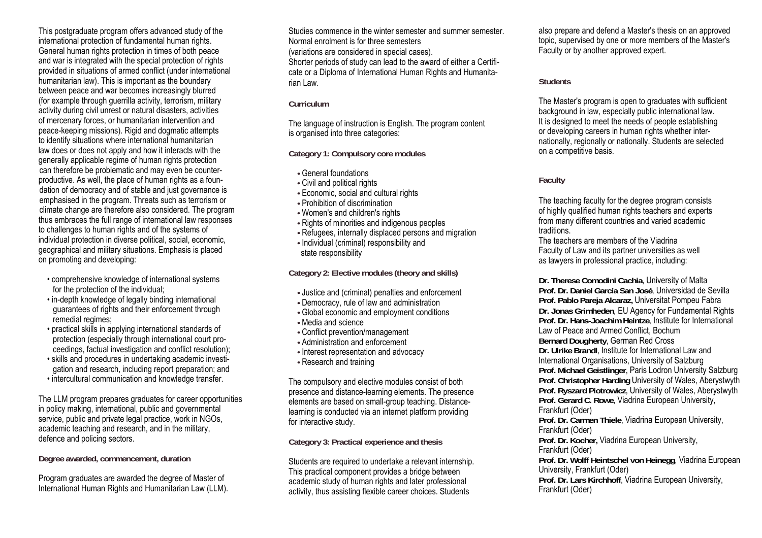This postgraduate program offers advanced study of the international protection of fundamental human rights. General human rights protection in times of both peace and war is integrated with the special protection of rights provided in situations of armed conflict (under international humanitarian law). This is important as the boundary between peace and war becomes increasingly blurred (for example through guerrilla activity, terrorism, military activity during civil unrest or natural disasters, activities of mercenary forces, or humanitarian intervention and peace-keeping missions). Rigid and dogmatic attempts to identify situations where international humanitarian law does or does not apply and how it interacts with the generally applicable regime of human rights protection can therefore be problematic and may even be counter-productive. As well, the place of human rights as a foundation of democracy and of stable and just governance is emphasised in the program. Threats such as terrorism or climate change are therefore also considered. The program thus embraces the full range of international law responses to challenges to human rights and of the systems of individual protection in diverse political, social, economic, geographical and military situations. Emphasis is placed on promoting and developing:

- comprehensive knowledge of international systems for the protection of the individual;
- in-depth knowledge of legally binding international guarantees of rights and their enforcement through remedial regimes;
- practical skills in applying international standards of protection (especially through international court proceedings, factual investigation and conflict resolution);
- skills and procedures in undertaking academic investigation and research, including report preparation; and
- intercultural communication and knowledge transfer.

The LLM program prepares graduates for career opportunities in policy making, international, public and governmental service, public and private legal practice, work in NGOs, academic teaching and research, and in the military, defence and policing sectors.

#### Degree awarded, commencement, duration

Program graduates are awarded the degree of Master of International Human Rights and Humanitarian Law (LLM). Studies commence in the winter semester and summer semester. Normal enrolment is for three semesters (variations are considered in special cases). Shorter periods of study can lead to the award of either a Certificate or a Diploma of International Human Rights and Humanitarian Law.

#### Curriculum

The language of instruction is English. The program content is organised into three categories:

#### Category 1: Compulsory core modules

- General foundations
- Civil and political rights
- Economic, social and cultural rights
- Prohibition of discrimination
- Women's and children's rights
- Rights of minorities and indigenous peoples
- Refugees, internally displaced persons and migration
- Individual (criminal) responsibility and state responsibility

#### Category 2: Elective modules (theory and skills)

- Justice and (criminal) penalties and enforcement
- Democracy, rule of law and administration
- Global economic and employment conditions
- Media and science
- Conflict prevention/management
- Administration and enforcement
- Interest representation and advocacy
- Research and training

The compulsory and elective modules consist of both presence and distance-learning elements. The presence elements are based on small-group teaching. Distance-learning is conducted via an internet platform providing for interactive study.

#### Category 3: Practical experience and thesis

Students are required to undertake a relevant internship. This practical component provides a bridge between academic study of human rights and later professional activity, thus assisting flexible career choices. Students also prepare and defend a Master's thesis on an approved topic, supervised by one or more members of the Master's Faculty or by another approved expert.

#### Students

The Master's program is open to graduates with sufficient background in law, especially public international law. It is designed to meet the needs of people establishing or developing careers in human rights whether internationally, regionally or nationally. Students are selected on a competitive basis.

#### Faculty

The teaching faculty for the degree program consists of highly qualified human rights teachers and experts from many different countries and varied academic traditions.
The teachers are members of the Viadrina Faculty of Law and its partner universities as well as lawyers in professional practice, including:

**Dr. Therese Comodini Cachia**, University of Malta
**Prof. Dr. Daniel García San José**, Universidad de Sevilla
**Prof. Pablo Pareja Alcaraz,** Universitat Pompeu Fabra
**Dr. Jonas Grimheden**, EU Agency for Fundamental Rights
**Prof. Dr. Hans-Joachim Heintze**, Institute for International Law of Peace and Armed Conflict, Bochum
**Bernard Dougherty**, German Red Cross
**Dr. Ulrike Brandl**, Institute for International Law and International Organisations, University of Salzburg
**Prof. Michael Geistlinger**, Paris Lodron University Salzburg
**Prof. Christopher Harding** University of Wales, Aberystwyth
**Prof. Ryszard Piotrowicz**, University of Wales, Aberystwyth
**Prof. Gerard C. Rowe**, Viadrina European University, Frankfurt (Oder)
**Prof. Dr. Carmen Thiele**, Viadrina European University, Frankfurt (Oder)
**Prof. Dr. Kocher,** Viadrina European University, Frankfurt (Oder)
**Prof. Dr. Wolff Heintschel von Heinegg**, Viadrina European University, Frankfurt (Oder)
**Prof. Dr. Lars Kirchhoff**, Viadrina European University, Frankfurt (Oder)